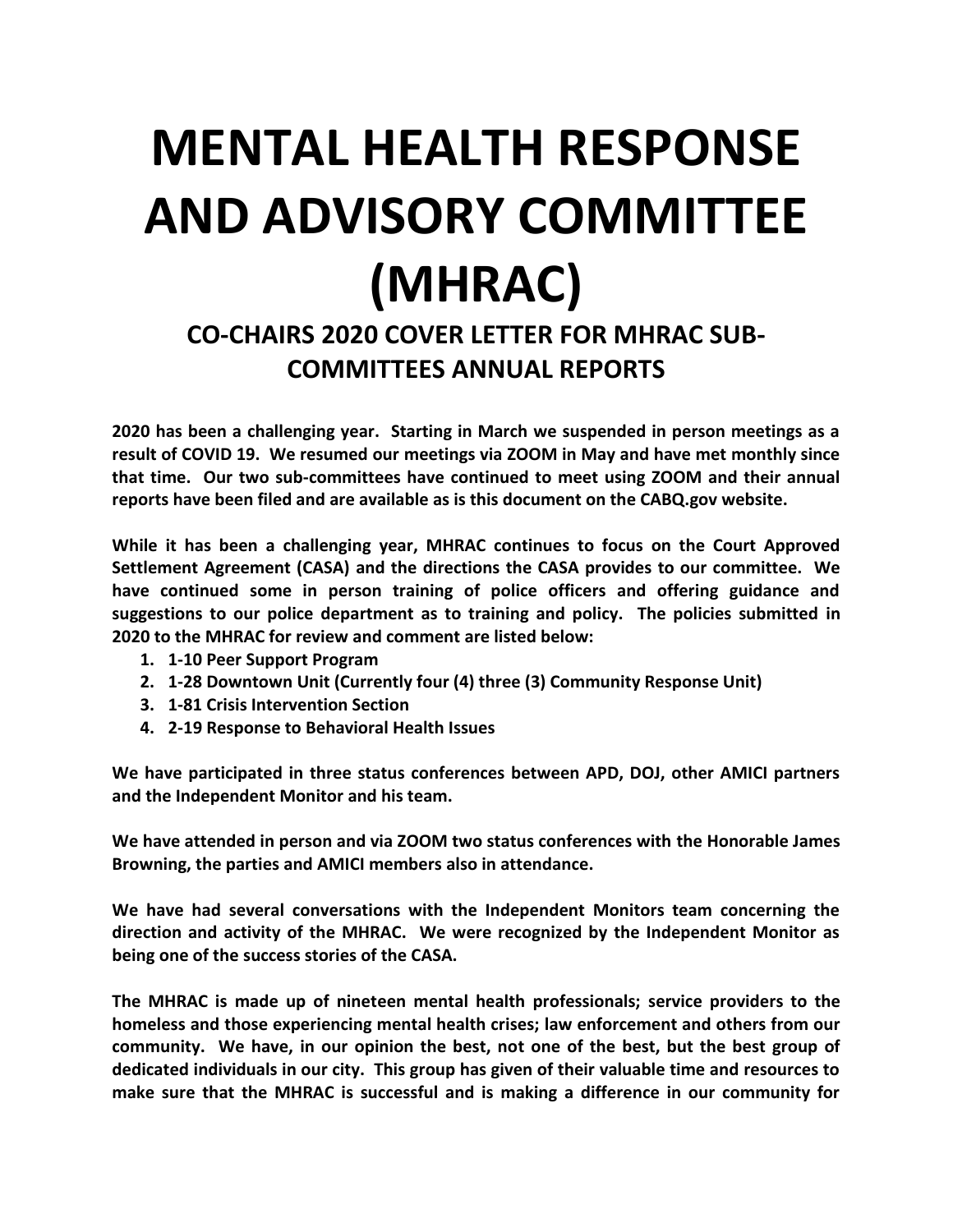# MENTAL HEALTH RESPONSE AND ADVISORY COMMITTEE (MHRAC)

## CO-CHAIRS 2020 COVER LETTER FOR MHRAC SUB-COMMITTEES ANNUAL REPORTS

**2020 has been a challenging year. Starting in March we suspended in person meetings as a result of COVID 19. We resumed our meetings via ZOOM in May and have met monthly since that time. Our two sub-committees have continued to meet using ZOOM and their annual reports have been filed and are available as is this document on the CABQ.gov website.**

**While it has been a challenging year, MHRAC continues to focus on the Court Approved Settlement Agreement (CASA) and the directions the CASA provides to our committee. We have continued some in person training of police officers and offering guidance and suggestions to our police department as to training and policy. The policies submitted in 2020 to the MHRAC for review and comment are listed below:**

1. **1-10 Peer Support Program**
2. **1-28 Downtown Unit (Currently four (4) three (3) Community Response Unit)**
3. **1-81 Crisis Intervention Section**
4. **2-19 Response to Behavioral Health Issues**

**We have participated in three status conferences between APD, DOJ, other AMICI partners and the Independent Monitor and his team.**

**We have attended in person and via ZOOM two status conferences with the Honorable James Browning, the parties and AMICI members also in attendance.**

**We have had several conversations with the Independent Monitors team concerning the direction and activity of the MHRAC. We were recognized by the Independent Monitor as being one of the success stories of the CASA.**

**The MHRAC is made up of nineteen mental health professionals; service providers to the homeless and those experiencing mental health crises; law enforcement and others from our community. We have, in our opinion the best, not one of the best, but the best group of dedicated individuals in our city. This group has given of their valuable time and resources to make sure that the MHRAC is successful and is making a difference in our community for**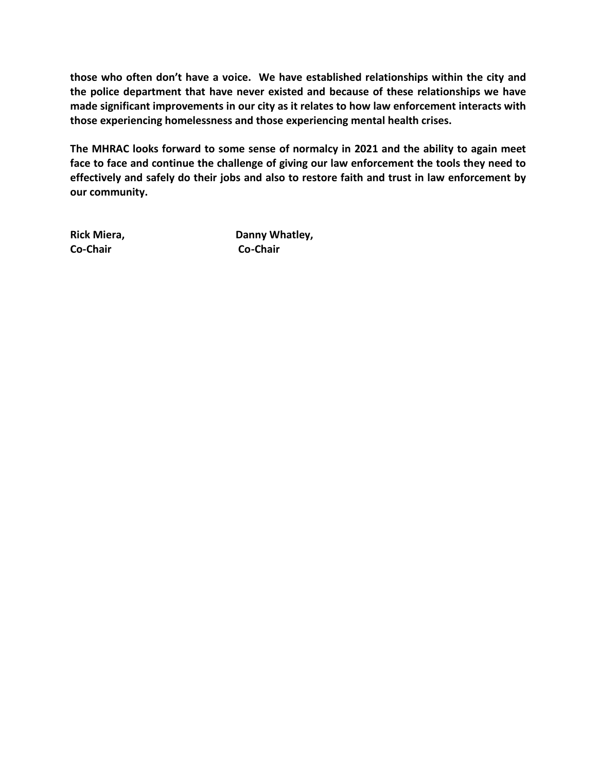**those who often don't have a voice. We have established relationships within the city and the police department that have never existed and because of these relationships we have made significant improvements in our city as it relates to how law enforcement interacts with those experiencing homelessness and those experiencing mental health crises.**

**The MHRAC looks forward to some sense of normalcy in 2021 and the ability to again meet face to face and continue the challenge of giving our law enforcement the tools they need to effectively and safely do their jobs and also to restore faith and trust in law enforcement by our community.**

| | |
|---|---|
| **Rick Miera,** | **Danny Whatley,** |
| **Co-Chair** | **Co-Chair** |